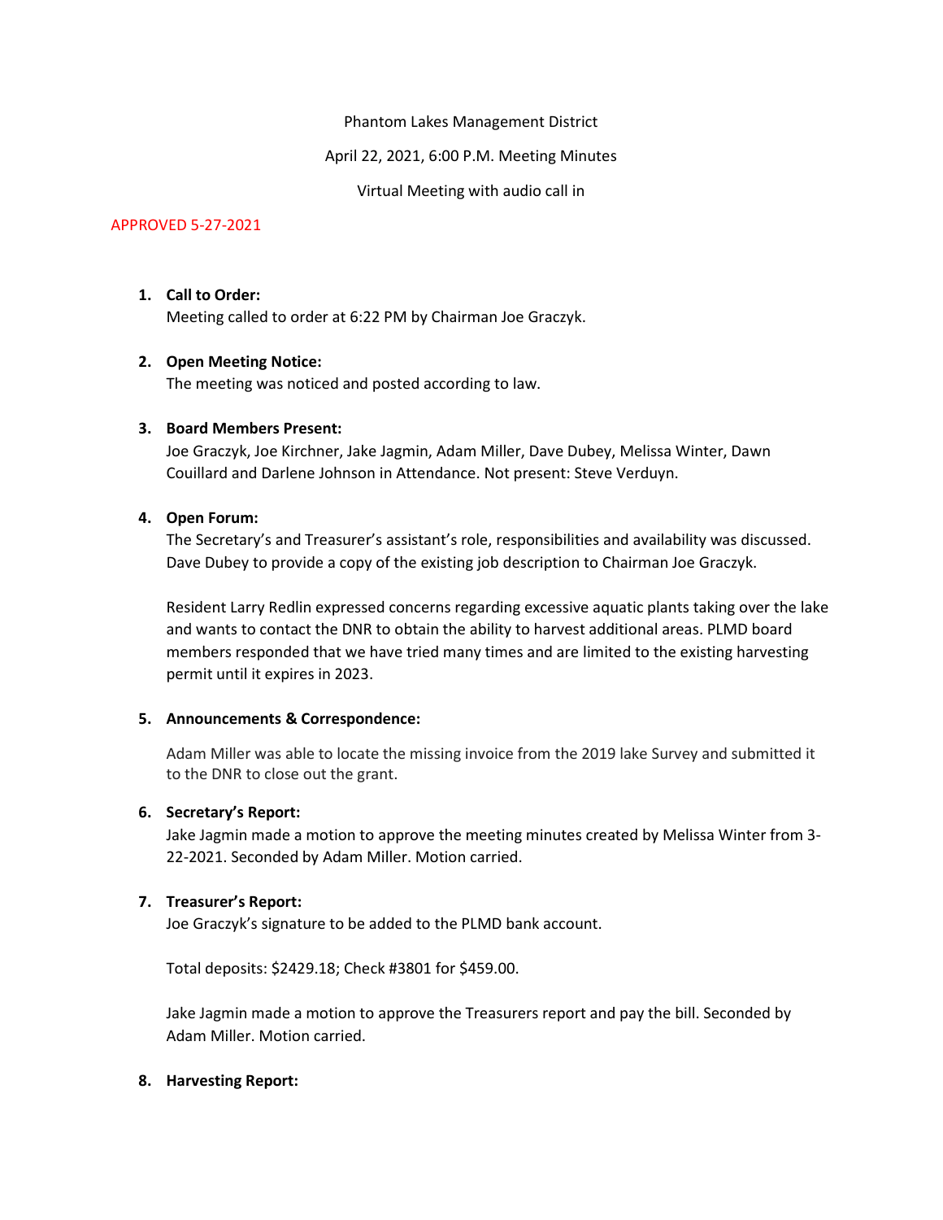Phantom Lakes Management District

April 22, 2021, 6:00 P.M. Meeting Minutes

Virtual Meeting with audio call in

APPROVED 5-27-2021

1. **Call to Order:**
   Meeting called to order at 6:22 PM by Chairman Joe Graczyk.

2. **Open Meeting Notice:**
   The meeting was noticed and posted according to law.

3. **Board Members Present:**
   Joe Graczyk, Joe Kirchner, Jake Jagmin, Adam Miller, Dave Dubey, Melissa Winter, Dawn Couillard and Darlene Johnson in Attendance. Not present: Steve Verduyn.

4. **Open Forum:**
   The Secretary's and Treasurer's assistant's role, responsibilities and availability was discussed. Dave Dubey to provide a copy of the existing job description to Chairman Joe Graczyk.

   Resident Larry Redlin expressed concerns regarding excessive aquatic plants taking over the lake and wants to contact the DNR to obtain the ability to harvest additional areas. PLMD board members responded that we have tried many times and are limited to the existing harvesting permit until it expires in 2023.

5. **Announcements & Correspondence:**

   Adam Miller was able to locate the missing invoice from the 2019 lake Survey and submitted it to the DNR to close out the grant.

6. **Secretary's Report:**
   Jake Jagmin made a motion to approve the meeting minutes created by Melissa Winter from 3-22-2021. Seconded by Adam Miller. Motion carried.

7. **Treasurer's Report:**
   Joe Graczyk's signature to be added to the PLMD bank account.

   Total deposits: $2429.18; Check #3801 for $459.00.

   Jake Jagmin made a motion to approve the Treasurers report and pay the bill. Seconded by Adam Miller. Motion carried.

8. **Harvesting Report:**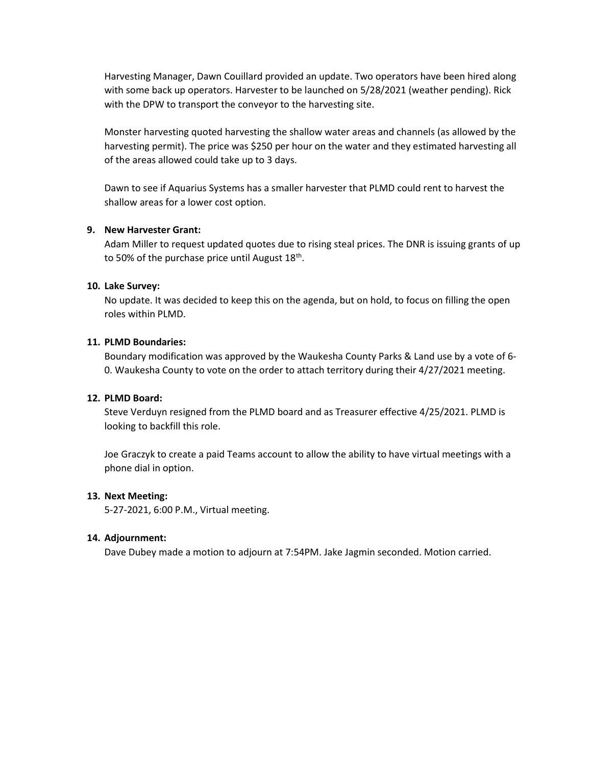Harvesting Manager, Dawn Couillard provided an update. Two operators have been hired along with some back up operators. Harvester to be launched on 5/28/2021 (weather pending). Rick with the DPW to transport the conveyor to the harvesting site.

Monster harvesting quoted harvesting the shallow water areas and channels (as allowed by the harvesting permit). The price was $250 per hour on the water and they estimated harvesting all of the areas allowed could take up to 3 days.

Dawn to see if Aquarius Systems has a smaller harvester that PLMD could rent to harvest the shallow areas for a lower cost option.

9. **New Harvester Grant:**
   Adam Miller to request updated quotes due to rising steal prices. The DNR is issuing grants of up to 50% of the purchase price until August 18th.

10. **Lake Survey:**
    No update. It was decided to keep this on the agenda, but on hold, to focus on filling the open roles within PLMD.

11. **PLMD Boundaries:**
    Boundary modification was approved by the Waukesha County Parks & Land use by a vote of 6-0. Waukesha County to vote on the order to attach territory during their 4/27/2021 meeting.

12. **PLMD Board:**
    Steve Verduyn resigned from the PLMD board and as Treasurer effective 4/25/2021. PLMD is looking to backfill this role.

    Joe Graczyk to create a paid Teams account to allow the ability to have virtual meetings with a phone dial in option.

13. **Next Meeting:**
    5-27-2021, 6:00 P.M., Virtual meeting.

14. **Adjournment:**
    Dave Dubey made a motion to adjourn at 7:54PM. Jake Jagmin seconded. Motion carried.